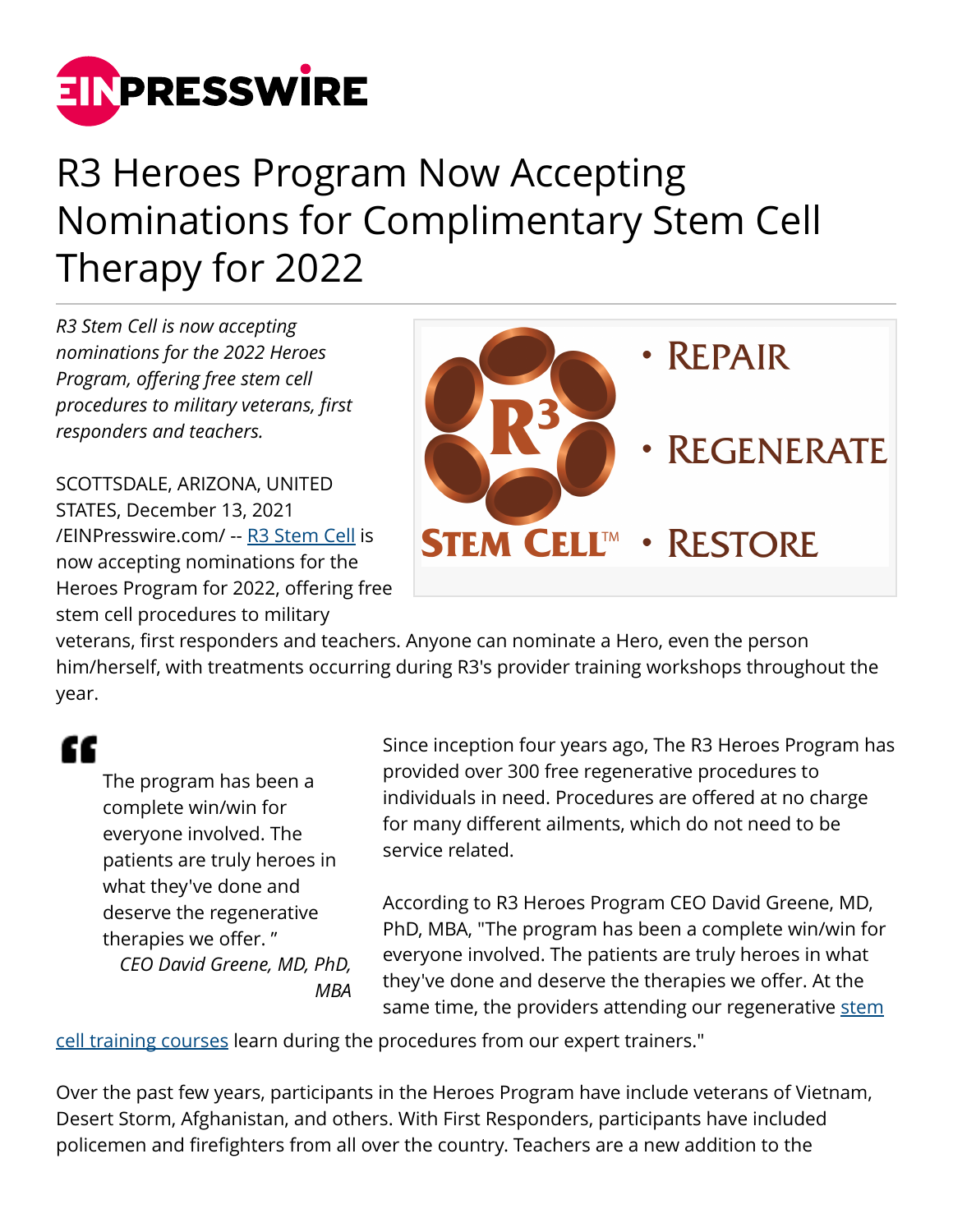# R3 Heroes Program Now Accepting Nominations for Complimentary Stem Cell Therapy for 2022

*R3 Stem Cell is now accepting nominations for the 2022 Heroes Program, offering free stem cell procedures to military veterans, first responders and teachers.*

SCOTTSDALE, ARIZONA, UNITED STATES, December 13, 2021 /EINPresswire.com/ -- R3 Stem Cell is now accepting nominations for the Heroes Program for 2022, offering free stem cell procedures to military veterans, first responders and teachers. Anyone can nominate a Hero, even the person him/herself, with treatments occurring during R3's provider training workshops throughout the year.

> The program has been a complete win/win for everyone involved. The patients are truly heroes in what they've done and deserve the regenerative therapies we offer. "
>
> *CEO David Greene, MD, PhD, MBA*

Since inception four years ago, The R3 Heroes Program has provided over 300 free regenerative procedures to individuals in need. Procedures are offered at no charge for many different ailments, which do not need to be service related.

According to R3 Heroes Program CEO David Greene, MD, PhD, MBA, "The program has been a complete win/win for everyone involved. The patients are truly heroes in what they've done and deserve the therapies we offer. At the same time, the providers attending our regenerative stem cell training courses learn during the procedures from our expert trainers."

Over the past few years, participants in the Heroes Program have include veterans of Vietnam, Desert Storm, Afghanistan, and others. With First Responders, participants have included policemen and firefighters from all over the country. Teachers are a new addition to the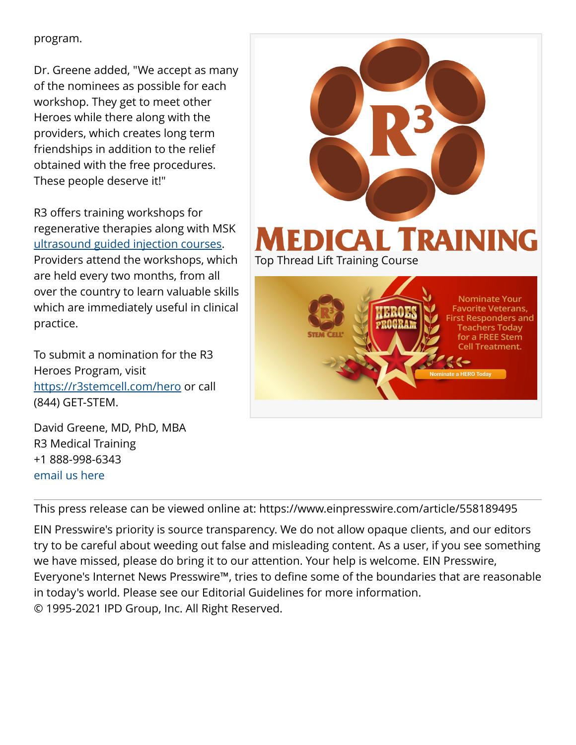program.

Dr. Greene added, "We accept as many of the nominees as possible for each workshop. They get to meet other Heroes while there along with the providers, which creates long term friendships in addition to the relief obtained with the free procedures. These people deserve it!"

R3 offers training workshops for regenerative therapies along with MSK ultrasound guided injection courses. Providers attend the workshops, which are held every two months, from all over the country to learn valuable skills which are immediately useful in clinical practice.

To submit a nomination for the R3 Heroes Program, visit https://r3stemcell.com/hero or call (844) GET-STEM.

Top Thread Lift Training Course

David Greene, MD, PhD, MBA
R3 Medical Training
+1 888-998-6343
email us here

---

This press release can be viewed online at: https://www.einpresswire.com/article/558189495

EIN Presswire's priority is source transparency. We do not allow opaque clients, and our editors try to be careful about weeding out false and misleading content. As a user, if you see something we have missed, please do bring it to our attention. Your help is welcome. EIN Presswire, Everyone's Internet News Presswire™, tries to define some of the boundaries that are reasonable in today's world. Please see our Editorial Guidelines for more information.
© 1995-2021 IPD Group, Inc. All Right Reserved.